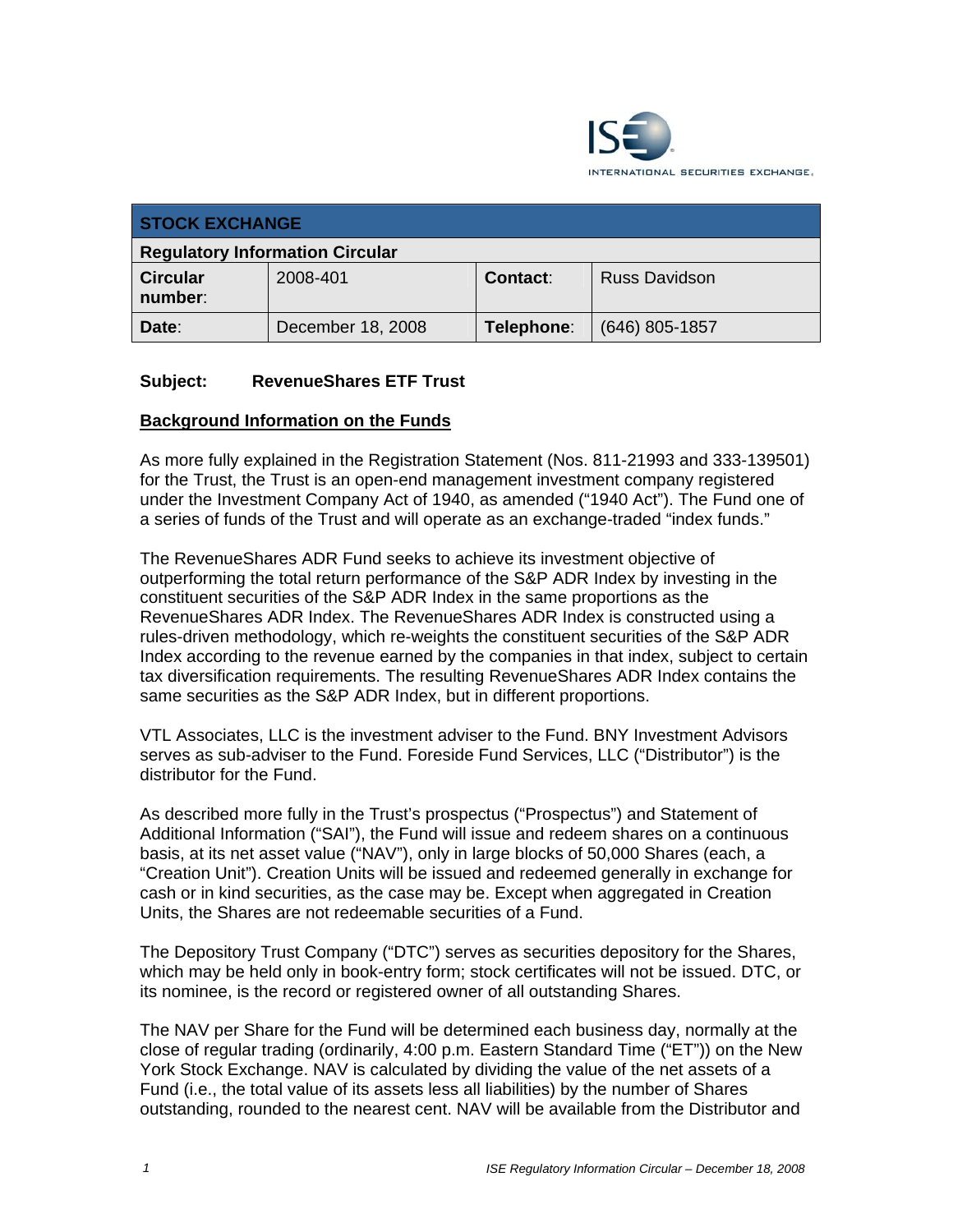ISE INTERNATIONAL SECURITIES EXCHANGE.

| STOCK EXCHANGE | | | |
|---|---|---|---|
| **Regulatory Information Circular** | | | |
| **Circular number**: | 2008-401 | **Contact**: | Russ Davidson |
| **Date**: | December 18, 2008 | **Telephone**: | (646) 805-1857 |

**Subject: RevenueShares ETF Trust**

**Background Information on the Funds**

As more fully explained in the Registration Statement (Nos. 811-21993 and 333-139501) for the Trust, the Trust is an open-end management investment company registered under the Investment Company Act of 1940, as amended ("1940 Act"). The Fund one of a series of funds of the Trust and will operate as an exchange-traded "index funds."

The RevenueShares ADR Fund seeks to achieve its investment objective of outperforming the total return performance of the S&P ADR Index by investing in the constituent securities of the S&P ADR Index in the same proportions as the RevenueShares ADR Index. The RevenueShares ADR Index is constructed using a rules-driven methodology, which re-weights the constituent securities of the S&P ADR Index according to the revenue earned by the companies in that index, subject to certain tax diversification requirements. The resulting RevenueShares ADR Index contains the same securities as the S&P ADR Index, but in different proportions.

VTL Associates, LLC is the investment adviser to the Fund. BNY Investment Advisors serves as sub-adviser to the Fund. Foreside Fund Services, LLC ("Distributor") is the distributor for the Fund.

As described more fully in the Trust's prospectus ("Prospectus") and Statement of Additional Information ("SAI"), the Fund will issue and redeem shares on a continuous basis, at its net asset value ("NAV"), only in large blocks of 50,000 Shares (each, a "Creation Unit"). Creation Units will be issued and redeemed generally in exchange for cash or in kind securities, as the case may be. Except when aggregated in Creation Units, the Shares are not redeemable securities of a Fund.

The Depository Trust Company ("DTC") serves as securities depository for the Shares, which may be held only in book-entry form; stock certificates will not be issued. DTC, or its nominee, is the record or registered owner of all outstanding Shares.

The NAV per Share for the Fund will be determined each business day, normally at the close of regular trading (ordinarily, 4:00 p.m. Eastern Standard Time ("ET")) on the New York Stock Exchange. NAV is calculated by dividing the value of the net assets of a Fund (i.e., the total value of its assets less all liabilities) by the number of Shares outstanding, rounded to the nearest cent. NAV will be available from the Distributor and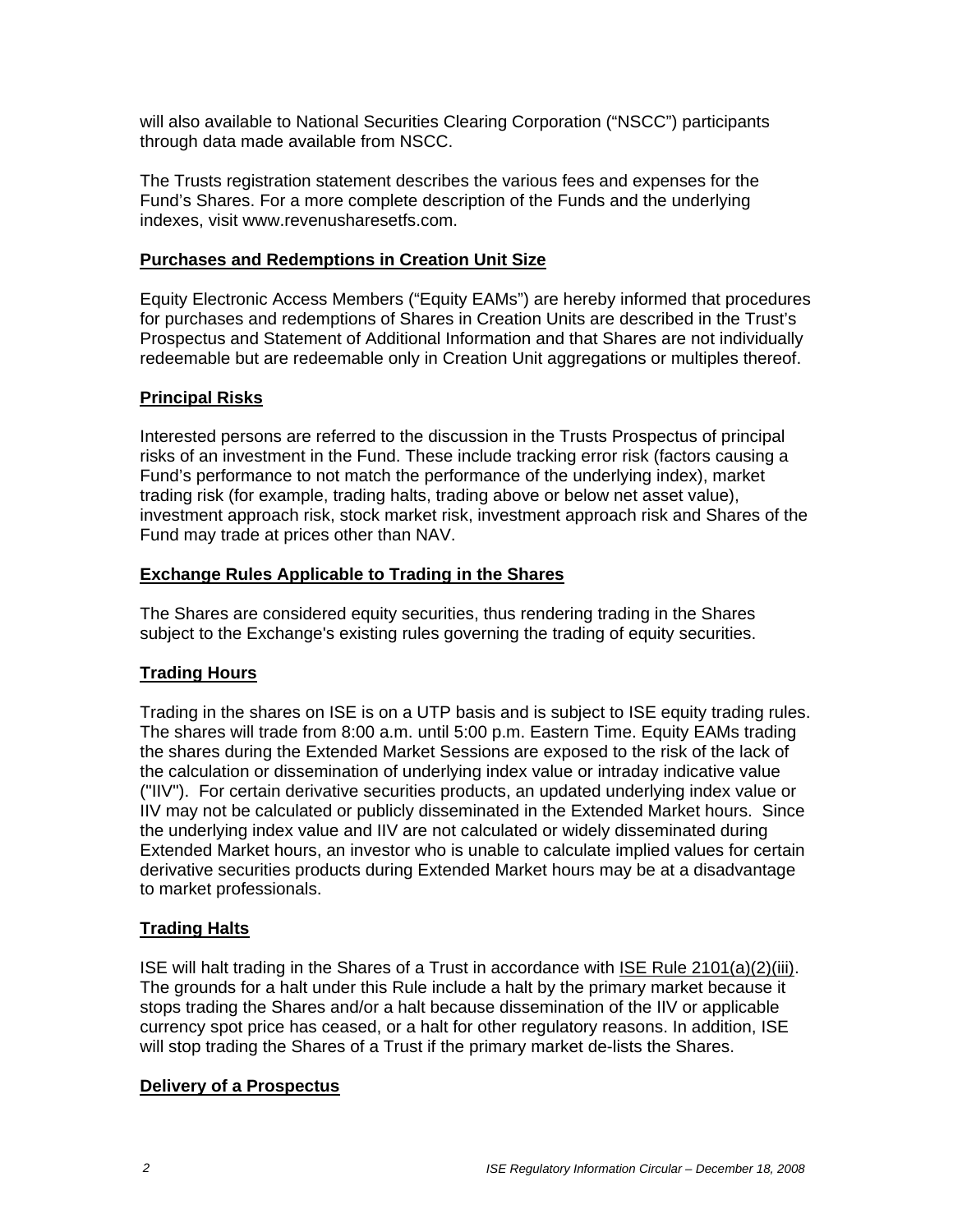will also available to National Securities Clearing Corporation ("NSCC") participants through data made available from NSCC.

The Trusts registration statement describes the various fees and expenses for the Fund's Shares. For a more complete description of the Funds and the underlying indexes, visit www.revenusharesetfs.com.

**Purchases and Redemptions in Creation Unit Size**

Equity Electronic Access Members ("Equity EAMs") are hereby informed that procedures for purchases and redemptions of Shares in Creation Units are described in the Trust's Prospectus and Statement of Additional Information and that Shares are not individually redeemable but are redeemable only in Creation Unit aggregations or multiples thereof.

**Principal Risks**

Interested persons are referred to the discussion in the Trusts Prospectus of principal risks of an investment in the Fund. These include tracking error risk (factors causing a Fund's performance to not match the performance of the underlying index), market trading risk (for example, trading halts, trading above or below net asset value), investment approach risk, stock market risk, investment approach risk and Shares of the Fund may trade at prices other than NAV.

**Exchange Rules Applicable to Trading in the Shares**

The Shares are considered equity securities, thus rendering trading in the Shares subject to the Exchange's existing rules governing the trading of equity securities.

**Trading Hours**

Trading in the shares on ISE is on a UTP basis and is subject to ISE equity trading rules. The shares will trade from 8:00 a.m. until 5:00 p.m. Eastern Time. Equity EAMs trading the shares during the Extended Market Sessions are exposed to the risk of the lack of the calculation or dissemination of underlying index value or intraday indicative value ("IIV"). For certain derivative securities products, an updated underlying index value or IIV may not be calculated or publicly disseminated in the Extended Market hours. Since the underlying index value and IIV are not calculated or widely disseminated during Extended Market hours, an investor who is unable to calculate implied values for certain derivative securities products during Extended Market hours may be at a disadvantage to market professionals.

**Trading Halts**

ISE will halt trading in the Shares of a Trust in accordance with ISE Rule 2101(a)(2)(iii). The grounds for a halt under this Rule include a halt by the primary market because it stops trading the Shares and/or a halt because dissemination of the IIV or applicable currency spot price has ceased, or a halt for other regulatory reasons. In addition, ISE will stop trading the Shares of a Trust if the primary market de-lists the Shares.

**Delivery of a Prospectus**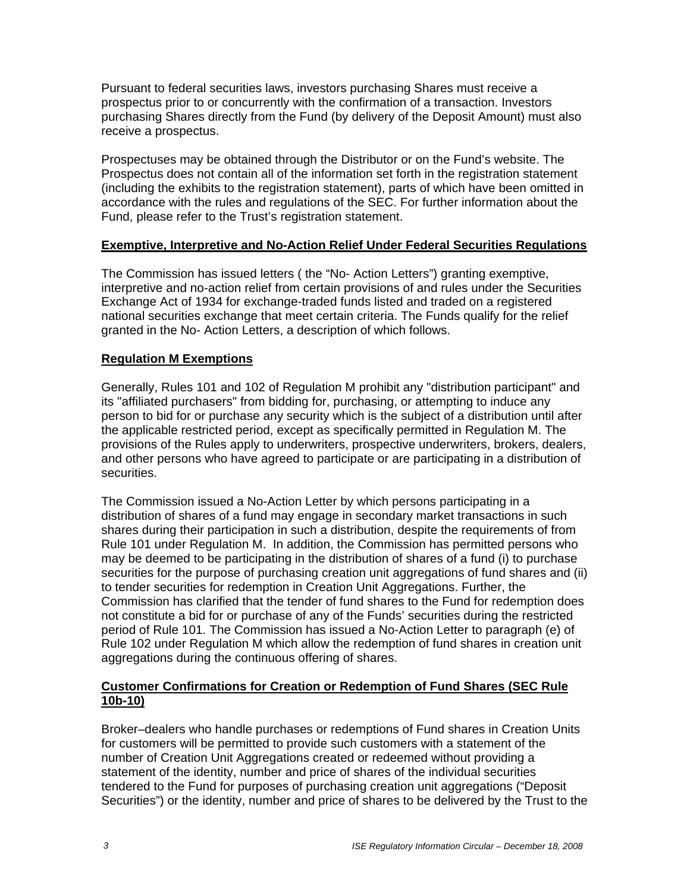Pursuant to federal securities laws, investors purchasing Shares must receive a prospectus prior to or concurrently with the confirmation of a transaction. Investors purchasing Shares directly from the Fund (by delivery of the Deposit Amount) must also receive a prospectus.

Prospectuses may be obtained through the Distributor or on the Fund's website. The Prospectus does not contain all of the information set forth in the registration statement (including the exhibits to the registration statement), parts of which have been omitted in accordance with the rules and regulations of the SEC. For further information about the Fund, please refer to the Trust's registration statement.

**Exemptive, Interpretive and No-Action Relief Under Federal Securities Regulations**

The Commission has issued letters ( the "No- Action Letters") granting exemptive, interpretive and no-action relief from certain provisions of and rules under the Securities Exchange Act of 1934 for exchange-traded funds listed and traded on a registered national securities exchange that meet certain criteria. The Funds qualify for the relief granted in the No- Action Letters, a description of which follows.

**Regulation M Exemptions**

Generally, Rules 101 and 102 of Regulation M prohibit any "distribution participant" and its "affiliated purchasers" from bidding for, purchasing, or attempting to induce any person to bid for or purchase any security which is the subject of a distribution until after the applicable restricted period, except as specifically permitted in Regulation M. The provisions of the Rules apply to underwriters, prospective underwriters, brokers, dealers, and other persons who have agreed to participate or are participating in a distribution of securities.

The Commission issued a No-Action Letter by which persons participating in a distribution of shares of a fund may engage in secondary market transactions in such shares during their participation in such a distribution, despite the requirements of from Rule 101 under Regulation M. In addition, the Commission has permitted persons who may be deemed to be participating in the distribution of shares of a fund (i) to purchase securities for the purpose of purchasing creation unit aggregations of fund shares and (ii) to tender securities for redemption in Creation Unit Aggregations. Further, the Commission has clarified that the tender of fund shares to the Fund for redemption does not constitute a bid for or purchase of any of the Funds' securities during the restricted period of Rule 101. The Commission has issued a No-Action Letter to paragraph (e) of Rule 102 under Regulation M which allow the redemption of fund shares in creation unit aggregations during the continuous offering of shares.

**Customer Confirmations for Creation or Redemption of Fund Shares (SEC Rule 10b-10)**

Broker–dealers who handle purchases or redemptions of Fund shares in Creation Units for customers will be permitted to provide such customers with a statement of the number of Creation Unit Aggregations created or redeemed without providing a statement of the identity, number and price of shares of the individual securities tendered to the Fund for purposes of purchasing creation unit aggregations ("Deposit Securities") or the identity, number and price of shares to be delivered by the Trust to the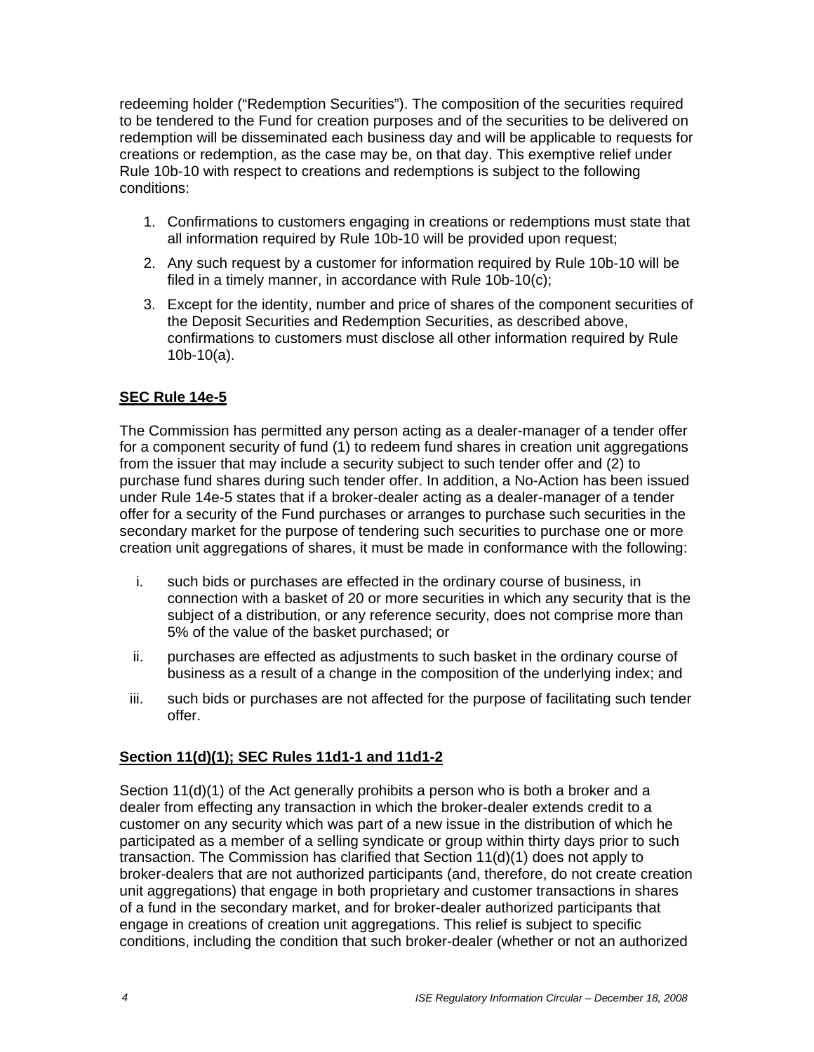redeeming holder ("Redemption Securities"). The composition of the securities required to be tendered to the Fund for creation purposes and of the securities to be delivered on redemption will be disseminated each business day and will be applicable to requests for creations or redemption, as the case may be, on that day. This exemptive relief under Rule 10b-10 with respect to creations and redemptions is subject to the following conditions:

1. Confirmations to customers engaging in creations or redemptions must state that all information required by Rule 10b-10 will be provided upon request;
2. Any such request by a customer for information required by Rule 10b-10 will be filed in a timely manner, in accordance with Rule 10b-10(c);
3. Except for the identity, number and price of shares of the component securities of the Deposit Securities and Redemption Securities, as described above, confirmations to customers must disclose all other information required by Rule 10b-10(a).

**SEC Rule 14e-5**

The Commission has permitted any person acting as a dealer-manager of a tender offer for a component security of fund (1) to redeem fund shares in creation unit aggregations from the issuer that may include a security subject to such tender offer and (2) to purchase fund shares during such tender offer. In addition, a No-Action has been issued under Rule 14e-5 states that if a broker-dealer acting as a dealer-manager of a tender offer for a security of the Fund purchases or arranges to purchase such securities in the secondary market for the purpose of tendering such securities to purchase one or more creation unit aggregations of shares, it must be made in conformance with the following:

i. such bids or purchases are effected in the ordinary course of business, in connection with a basket of 20 or more securities in which any security that is the subject of a distribution, or any reference security, does not comprise more than 5% of the value of the basket purchased; or

ii. purchases are effected as adjustments to such basket in the ordinary course of business as a result of a change in the composition of the underlying index; and

iii. such bids or purchases are not affected for the purpose of facilitating such tender offer.

**Section 11(d)(1); SEC Rules 11d1-1 and 11d1-2**

Section 11(d)(1) of the Act generally prohibits a person who is both a broker and a dealer from effecting any transaction in which the broker-dealer extends credit to a customer on any security which was part of a new issue in the distribution of which he participated as a member of a selling syndicate or group within thirty days prior to such transaction. The Commission has clarified that Section 11(d)(1) does not apply to broker-dealers that are not authorized participants (and, therefore, do not create creation unit aggregations) that engage in both proprietary and customer transactions in shares of a fund in the secondary market, and for broker-dealer authorized participants that engage in creations of creation unit aggregations. This relief is subject to specific conditions, including the condition that such broker-dealer (whether or not an authorized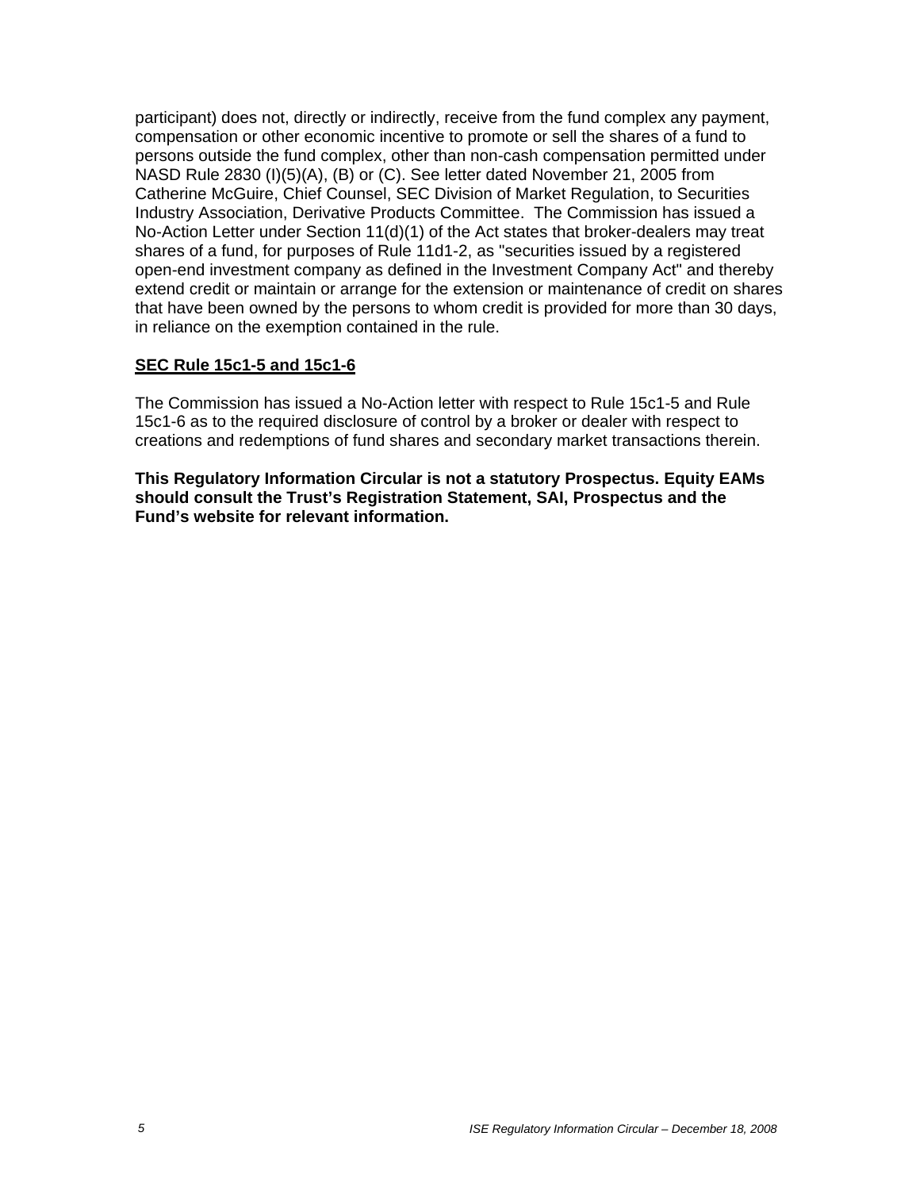participant) does not, directly or indirectly, receive from the fund complex any payment, compensation or other economic incentive to promote or sell the shares of a fund to persons outside the fund complex, other than non-cash compensation permitted under NASD Rule 2830 (I)(5)(A), (B) or (C). See letter dated November 21, 2005 from Catherine McGuire, Chief Counsel, SEC Division of Market Regulation, to Securities Industry Association, Derivative Products Committee. The Commission has issued a No-Action Letter under Section 11(d)(1) of the Act states that broker-dealers may treat shares of a fund, for purposes of Rule 11d1-2, as "securities issued by a registered open-end investment company as defined in the Investment Company Act" and thereby extend credit or maintain or arrange for the extension or maintenance of credit on shares that have been owned by the persons to whom credit is provided for more than 30 days, in reliance on the exemption contained in the rule.

**SEC Rule 15c1-5 and 15c1-6**

The Commission has issued a No-Action letter with respect to Rule 15c1-5 and Rule 15c1-6 as to the required disclosure of control by a broker or dealer with respect to creations and redemptions of fund shares and secondary market transactions therein.

**This Regulatory Information Circular is not a statutory Prospectus. Equity EAMs should consult the Trust's Registration Statement, SAI, Prospectus and the Fund's website for relevant information.**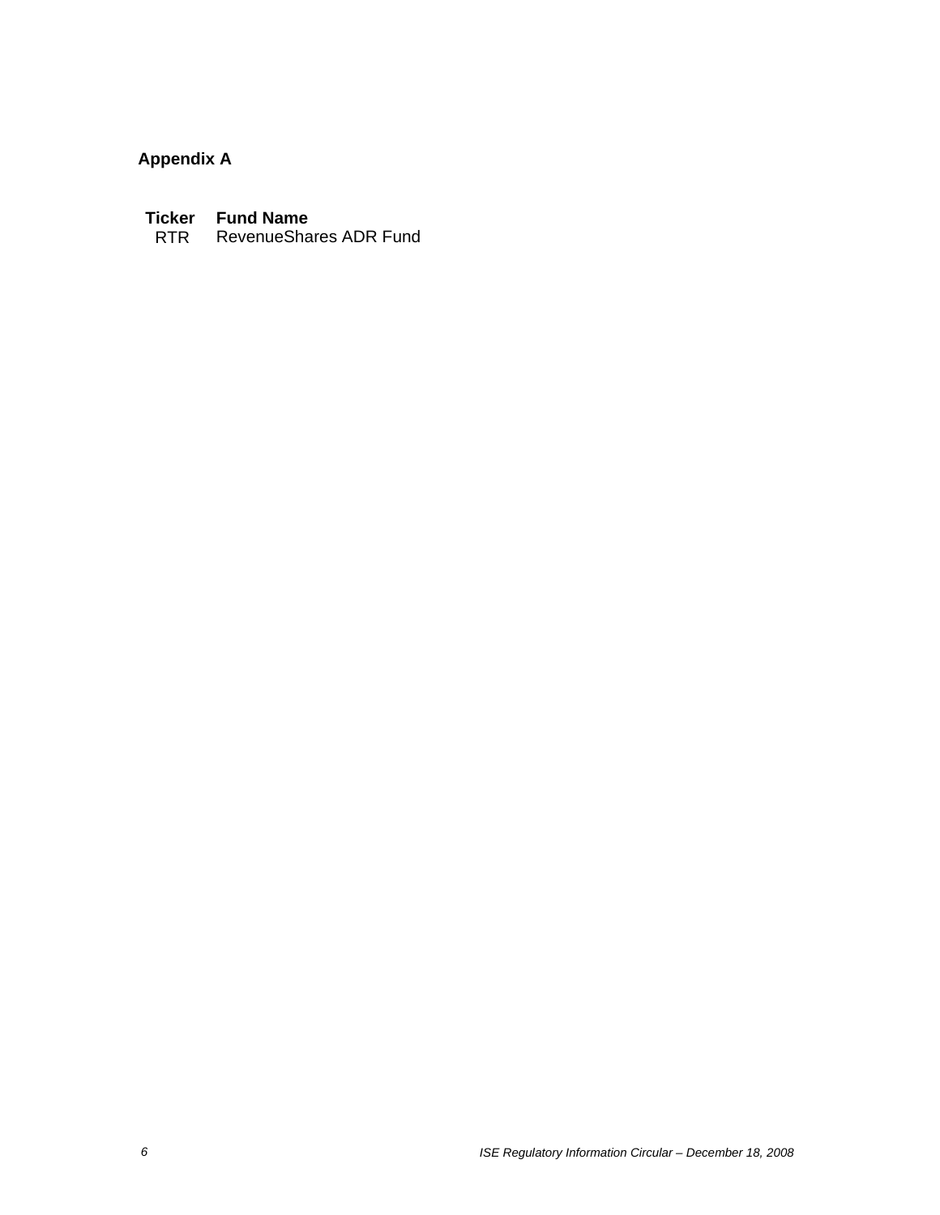## Appendix A

| Ticker | Fund Name |
| --- | --- |
| RTR | RevenueShares ADR Fund |